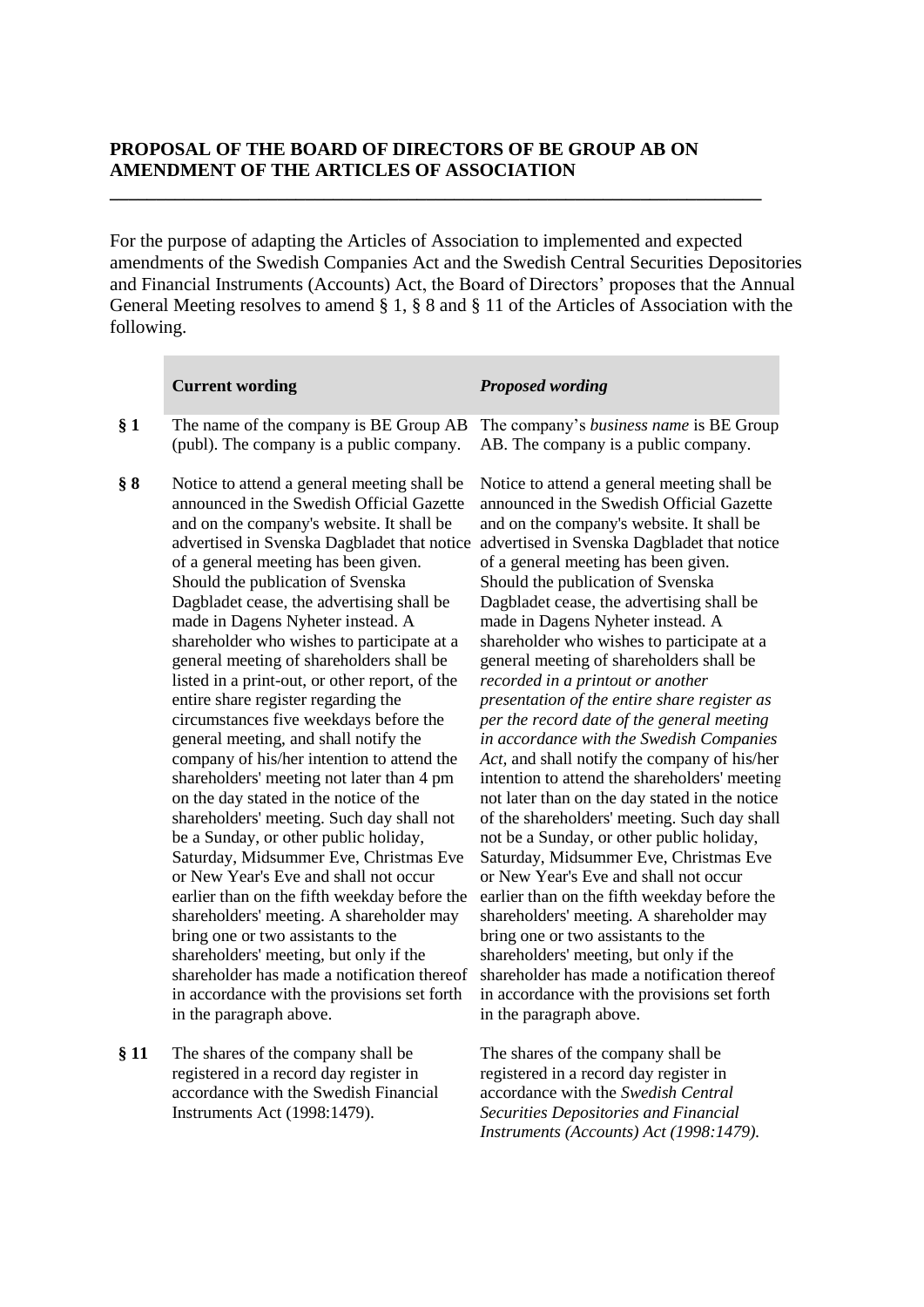## PROPOSAL OF THE BOARD OF DIRECTORS OF BE GROUP AB ON AMENDMENT OF THE ARTICLES OF ASSOCIATION

For the purpose of adapting the Articles of Association to implemented and expected amendments of the Swedish Companies Act and the Swedish Central Securities Depositories and Financial Instruments (Accounts) Act, the Board of Directors' proposes that the Annual General Meeting resolves to amend § 1, § 8 and § 11 of the Articles of Association with the following.

| | **Current wording** | ***Proposed wording*** |
|---|---|---|
| **§ 1** | The name of the company is BE Group AB (publ). The company is a public company. | The company's *business name* is BE Group AB. The company is a public company. |
| **§ 8** | Notice to attend a general meeting shall be announced in the Swedish Official Gazette and on the company's website. It shall be advertised in Svenska Dagbladet that notice of a general meeting has been given. Should the publication of Svenska Dagbladet cease, the advertising shall be made in Dagens Nyheter instead. A shareholder who wishes to participate at a general meeting of shareholders shall be listed in a print-out, or other report, of the entire share register regarding the circumstances five weekdays before the general meeting, and shall notify the company of his/her intention to attend the shareholders' meeting not later than 4 pm on the day stated in the notice of the shareholders' meeting. Such day shall not be a Sunday, or other public holiday, Saturday, Midsummer Eve, Christmas Eve or New Year's Eve and shall not occur earlier than on the fifth weekday before the shareholders' meeting. A shareholder may bring one or two assistants to the shareholders' meeting, but only if the shareholder has made a notification thereof in accordance with the provisions set forth in the paragraph above. | Notice to attend a general meeting shall be announced in the Swedish Official Gazette and on the company's website. It shall be advertised in Svenska Dagbladet that notice of a general meeting has been given. Should the publication of Svenska Dagbladet cease, the advertising shall be made in Dagens Nyheter instead. A shareholder who wishes to participate at a general meeting of shareholders shall be *recorded in a printout or another presentation of the entire share register as per the record date of the general meeting in accordance with the Swedish Companies Act,* and shall notify the company of his/her intention to attend the shareholders' meeting not later than on the day stated in the notice of the shareholders' meeting. Such day shall not be a Sunday, or other public holiday, Saturday, Midsummer Eve, Christmas Eve or New Year's Eve and shall not occur earlier than on the fifth weekday before the shareholders' meeting. A shareholder may bring one or two assistants to the shareholders' meeting, but only if the shareholder has made a notification thereof in accordance with the provisions set forth in the paragraph above. |
| **§ 11** | The shares of the company shall be registered in a record day register in accordance with the Swedish Financial Instruments Act (1998:1479). | The shares of the company shall be registered in a record day register in accordance with the *Swedish Central Securities Depositories and Financial Instruments (Accounts) Act (1998:1479).* |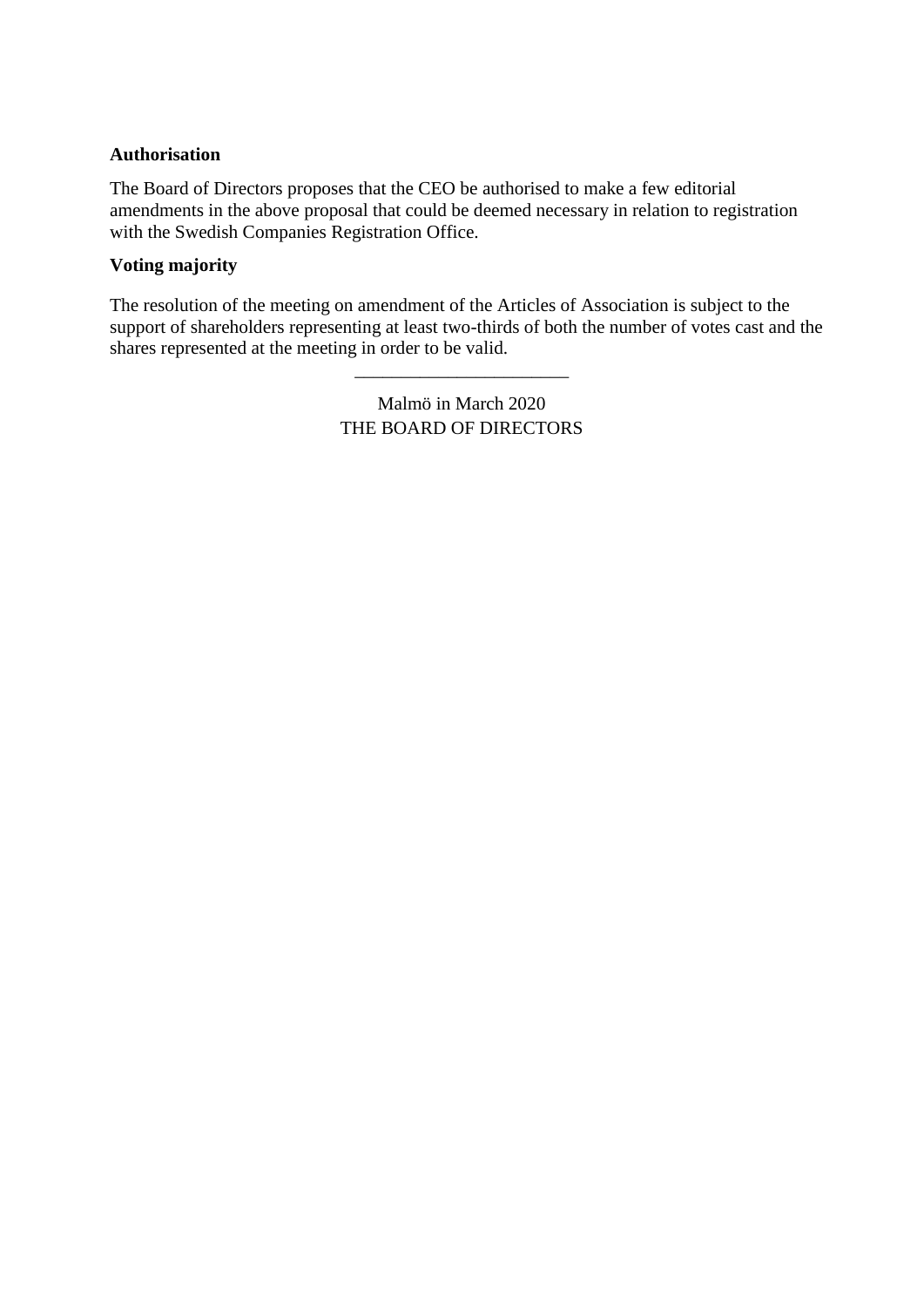**Authorisation**

The Board of Directors proposes that the CEO be authorised to make a few editorial amendments in the above proposal that could be deemed necessary in relation to registration with the Swedish Companies Registration Office.

**Voting majority**

The resolution of the meeting on amendment of the Articles of Association is subject to the support of shareholders representing at least two-thirds of both the number of votes cast and the shares represented at the meeting in order to be valid.

\_\_\_\_\_\_\_\_\_\_\_\_\_\_\_\_\_\_\_\_\_\_\_\_

Malmö in March 2020
THE BOARD OF DIRECTORS